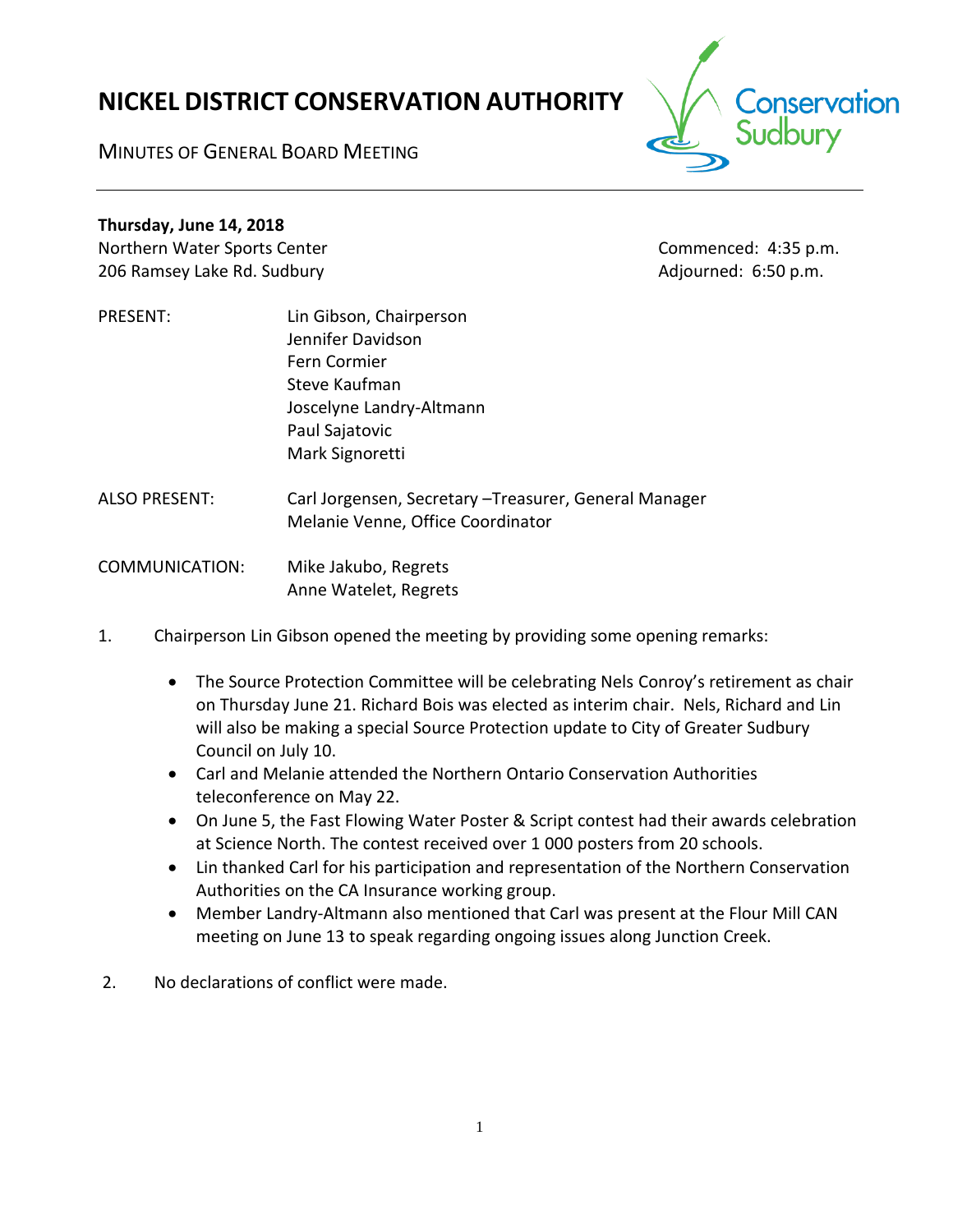# NICKEL DISTRICT CONSERVATION AUTHORITY

MINUTES OF GENERAL BOARD MEETING

**Thursday, June 14, 2018**

Northern Water Sports Center
206 Ramsey Lake Rd. Sudbury

Commenced: 4:35 p.m.
Adjourned: 6:50 p.m.

PRESENT:
Lin Gibson, Chairperson
Jennifer Davidson
Fern Cormier
Steve Kaufman
Joscelyne Landry-Altmann
Paul Sajatovic
Mark Signoretti

ALSO PRESENT:
Carl Jorgensen, Secretary –Treasurer, General Manager
Melanie Venne, Office Coordinator

COMMUNICATION:
Mike Jakubo, Regrets
Anne Watelet, Regrets

1. Chairperson Lin Gibson opened the meeting by providing some opening remarks:

    - The Source Protection Committee will be celebrating Nels Conroy's retirement as chair on Thursday June 21. Richard Bois was elected as interim chair. Nels, Richard and Lin will also be making a special Source Protection update to City of Greater Sudbury Council on July 10.
    - Carl and Melanie attended the Northern Ontario Conservation Authorities teleconference on May 22.
    - On June 5, the Fast Flowing Water Poster & Script contest had their awards celebration at Science North. The contest received over 1 000 posters from 20 schools.
    - Lin thanked Carl for his participation and representation of the Northern Conservation Authorities on the CA Insurance working group.
    - Member Landry-Altmann also mentioned that Carl was present at the Flour Mill CAN meeting on June 13 to speak regarding ongoing issues along Junction Creek.

2. No declarations of conflict were made.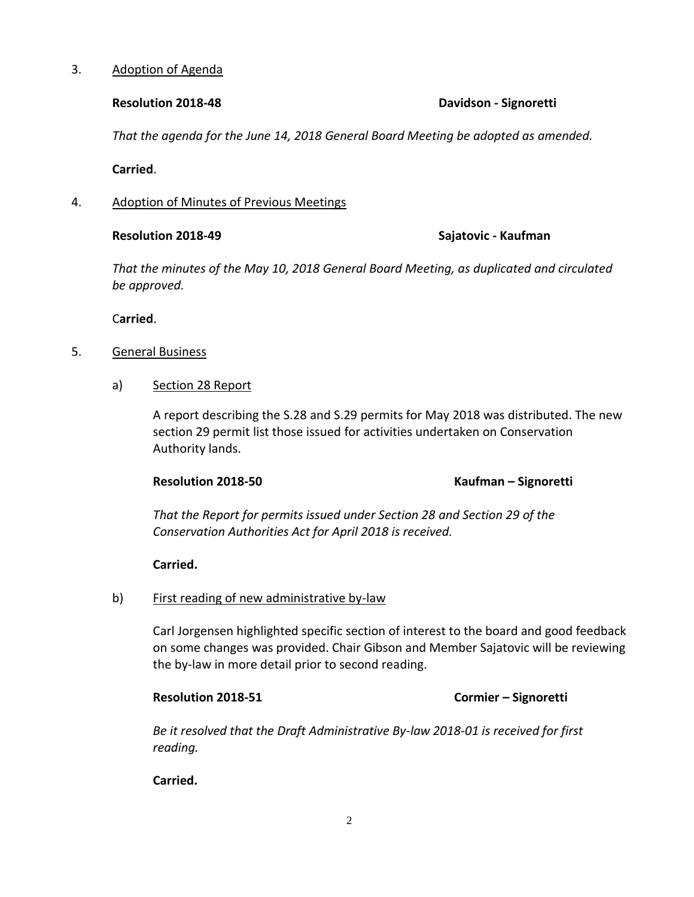3. Adoption of Agenda

**Resolution 2018-48** **Davidson - Signoretti**

*That the agenda for the June 14, 2018 General Board Meeting be adopted as amended.*

**Carried**.

4. Adoption of Minutes of Previous Meetings

**Resolution 2018-49** **Sajatovic - Kaufman**

*That the minutes of the May 10, 2018 General Board Meeting, as duplicated and circulated be approved.*

C**arried**.

5. General Business

a) Section 28 Report

A report describing the S.28 and S.29 permits for May 2018 was distributed. The new section 29 permit list those issued for activities undertaken on Conservation Authority lands.

**Resolution 2018-50** **Kaufman – Signoretti**

*That the Report for permits issued under Section 28 and Section 29 of the Conservation Authorities Act for April 2018 is received.*

**Carried.**

b) First reading of new administrative by-law

Carl Jorgensen highlighted specific section of interest to the board and good feedback on some changes was provided. Chair Gibson and Member Sajatovic will be reviewing the by-law in more detail prior to second reading.

**Resolution 2018-51** **Cormier – Signoretti**

*Be it resolved that the Draft Administrative By-law 2018-01 is received for first reading.*

**Carried.**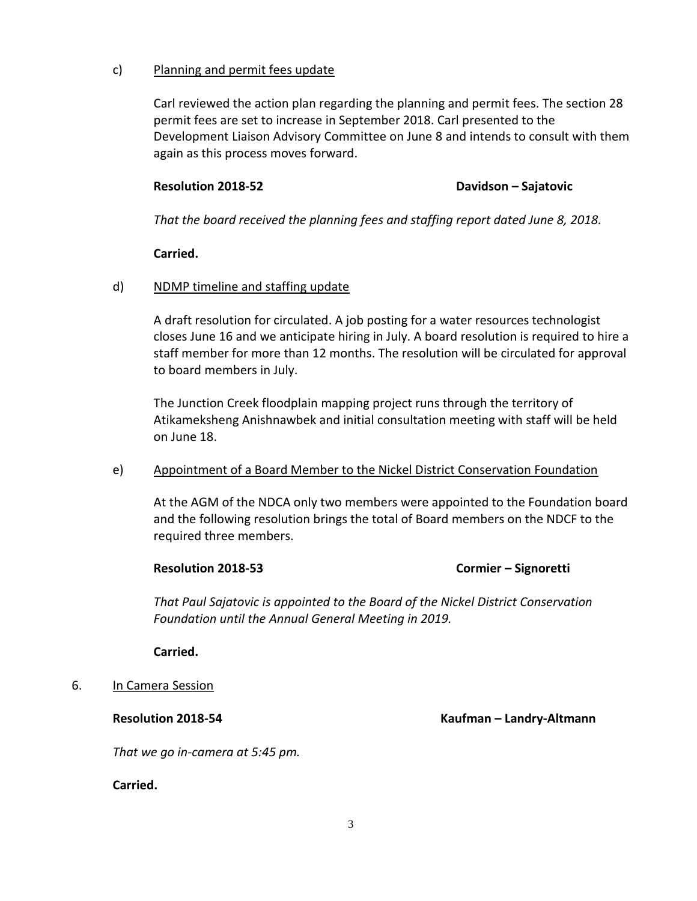c) Planning and permit fees update

Carl reviewed the action plan regarding the planning and permit fees. The section 28 permit fees are set to increase in September 2018. Carl presented to the Development Liaison Advisory Committee on June 8 and intends to consult with them again as this process moves forward.

**Resolution 2018-52** **Davidson – Sajatovic**

*That the board received the planning fees and staffing report dated June 8, 2018.*

**Carried.**

d) NDMP timeline and staffing update

A draft resolution for circulated. A job posting for a water resources technologist closes June 16 and we anticipate hiring in July. A board resolution is required to hire a staff member for more than 12 months. The resolution will be circulated for approval to board members in July.

The Junction Creek floodplain mapping project runs through the territory of Atikameksheng Anishnawbek and initial consultation meeting with staff will be held on June 18.

e) Appointment of a Board Member to the Nickel District Conservation Foundation

At the AGM of the NDCA only two members were appointed to the Foundation board and the following resolution brings the total of Board members on the NDCF to the required three members.

**Resolution 2018-53** **Cormier – Signoretti**

*That Paul Sajatovic is appointed to the Board of the Nickel District Conservation Foundation until the Annual General Meeting in 2019.*

**Carried.**

6. In Camera Session

**Resolution 2018-54** **Kaufman – Landry-Altmann**

*That we go in-camera at 5:45 pm.*

**Carried.**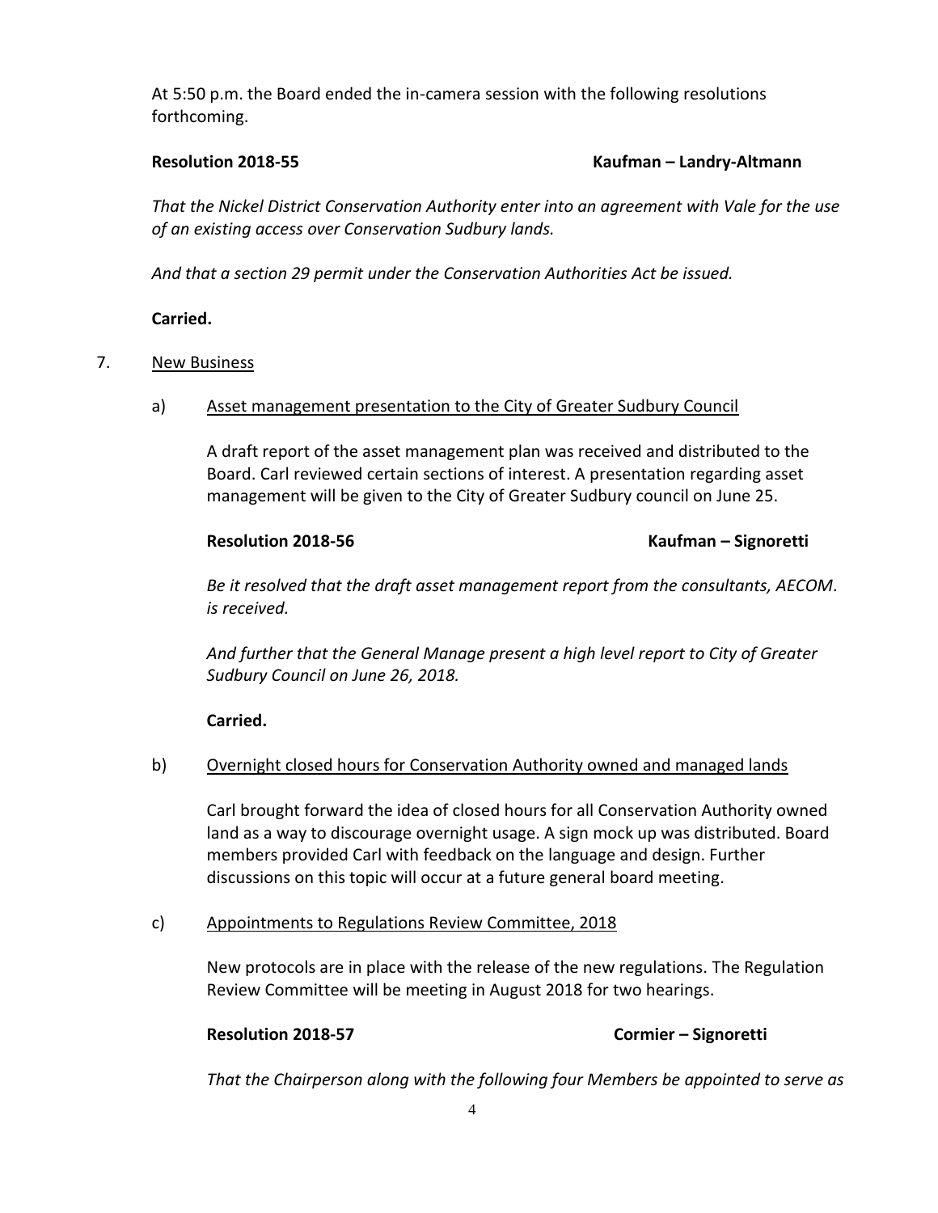At 5:50 p.m. the Board ended the in-camera session with the following resolutions forthcoming.

**Resolution 2018-55** **Kaufman – Landry-Altmann**

*That the Nickel District Conservation Authority enter into an agreement with Vale for the use of an existing access over Conservation Sudbury lands.*

*And that a section 29 permit under the Conservation Authorities Act be issued.*

**Carried.**

7. New Business

   a) Asset management presentation to the City of Greater Sudbury Council

   A draft report of the asset management plan was received and distributed to the Board. Carl reviewed certain sections of interest. A presentation regarding asset management will be given to the City of Greater Sudbury council on June 25.

   **Resolution 2018-56** **Kaufman – Signoretti**

   *Be it resolved that the draft asset management report from the consultants, AECOM. is received.*

   *And further that the General Manage present a high level report to City of Greater Sudbury Council on June 26, 2018.*

   **Carried.**

   b) Overnight closed hours for Conservation Authority owned and managed lands

   Carl brought forward the idea of closed hours for all Conservation Authority owned land as a way to discourage overnight usage. A sign mock up was distributed. Board members provided Carl with feedback on the language and design. Further discussions on this topic will occur at a future general board meeting.

   c) Appointments to Regulations Review Committee, 2018

   New protocols are in place with the release of the new regulations. The Regulation Review Committee will be meeting in August 2018 for two hearings.

   **Resolution 2018-57** **Cormier – Signoretti**

   *That the Chairperson along with the following four Members be appointed to serve as*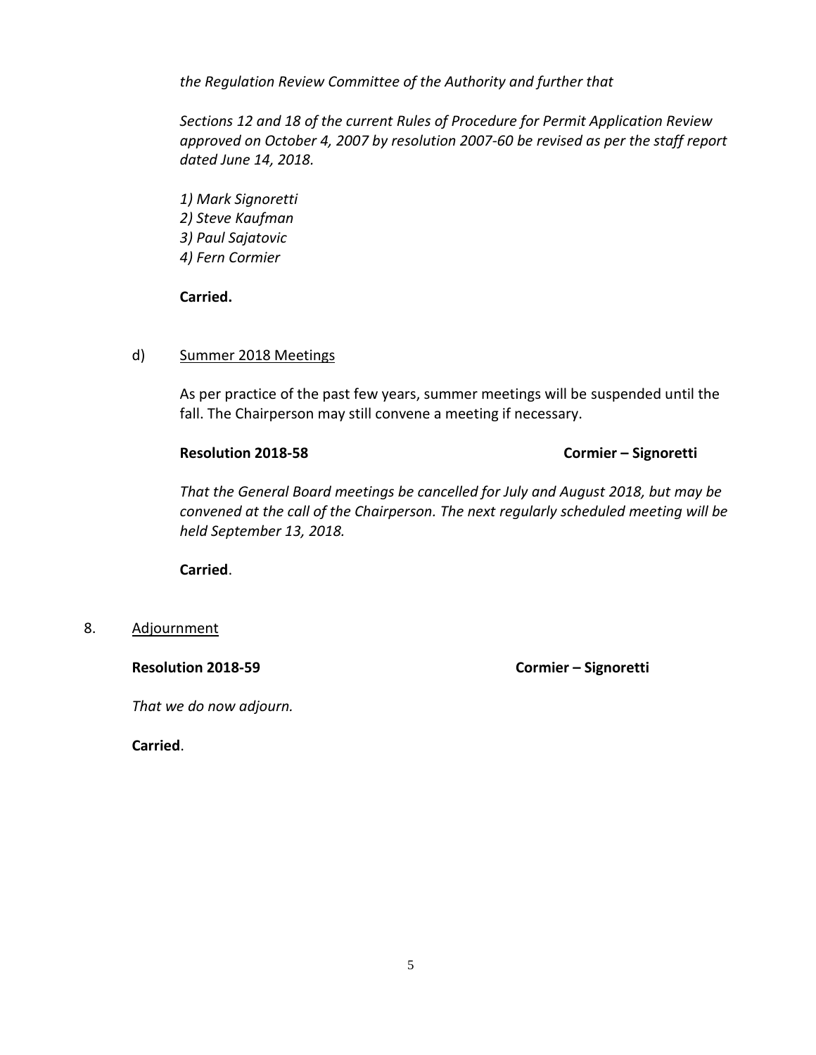*the Regulation Review Committee of the Authority and further that*

*Sections 12 and 18 of the current Rules of Procedure for Permit Application Review approved on October 4, 2007 by resolution 2007-60 be revised as per the staff report dated June 14, 2018.*

*1) Mark Signoretti*
*2) Steve Kaufman*
*3) Paul Sajatovic*
*4) Fern Cormier*

**Carried.**

d) Summer 2018 Meetings

As per practice of the past few years, summer meetings will be suspended until the fall. The Chairperson may still convene a meeting if necessary.

**Resolution 2018-58** **Cormier – Signoretti**

*That the General Board meetings be cancelled for July and August 2018, but may be convened at the call of the Chairperson. The next regularly scheduled meeting will be held September 13, 2018.*

**Carried**.

8. Adjournment

**Resolution 2018-59** **Cormier – Signoretti**

*That we do now adjourn.*

**Carried**.